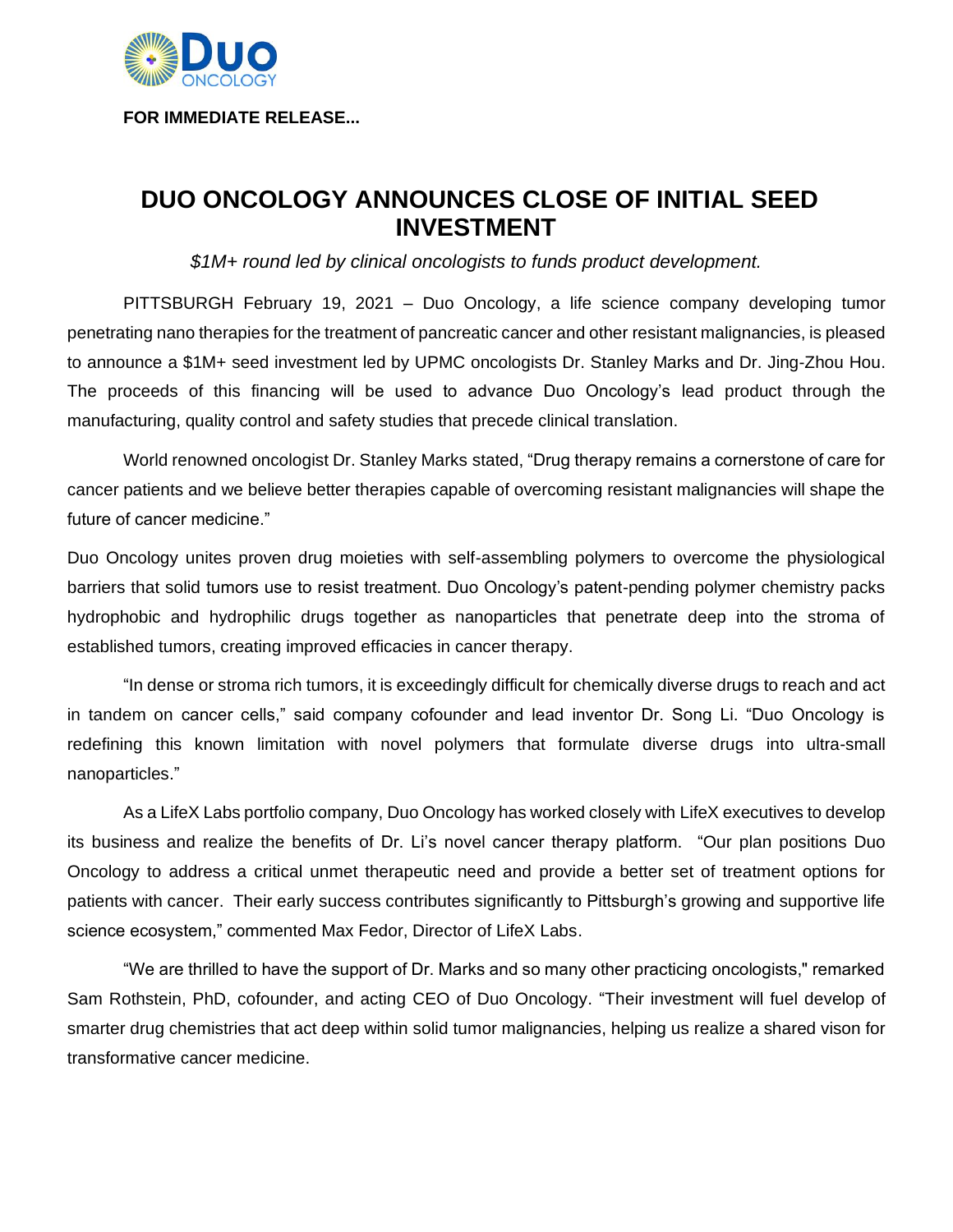**FOR IMMEDIATE RELEASE...**

# DUO ONCOLOGY ANNOUNCES CLOSE OF INITIAL SEED INVESTMENT

*$1M+ round led by clinical oncologists to funds product development.*

PITTSBURGH February 19, 2021 – Duo Oncology, a life science company developing tumor penetrating nano therapies for the treatment of pancreatic cancer and other resistant malignancies, is pleased to announce a $1M+ seed investment led by UPMC oncologists Dr. Stanley Marks and Dr. Jing-Zhou Hou. The proceeds of this financing will be used to advance Duo Oncology's lead product through the manufacturing, quality control and safety studies that precede clinical translation.

World renowned oncologist Dr. Stanley Marks stated, "Drug therapy remains a cornerstone of care for cancer patients and we believe better therapies capable of overcoming resistant malignancies will shape the future of cancer medicine."

Duo Oncology unites proven drug moieties with self-assembling polymers to overcome the physiological barriers that solid tumors use to resist treatment. Duo Oncology's patent-pending polymer chemistry packs hydrophobic and hydrophilic drugs together as nanoparticles that penetrate deep into the stroma of established tumors, creating improved efficacies in cancer therapy.

"In dense or stroma rich tumors, it is exceedingly difficult for chemically diverse drugs to reach and act in tandem on cancer cells," said company cofounder and lead inventor Dr. Song Li. "Duo Oncology is redefining this known limitation with novel polymers that formulate diverse drugs into ultra-small nanoparticles."

As a LifeX Labs portfolio company, Duo Oncology has worked closely with LifeX executives to develop its business and realize the benefits of Dr. Li's novel cancer therapy platform. "Our plan positions Duo Oncology to address a critical unmet therapeutic need and provide a better set of treatment options for patients with cancer. Their early success contributes significantly to Pittsburgh's growing and supportive life science ecosystem," commented Max Fedor, Director of LifeX Labs.

"We are thrilled to have the support of Dr. Marks and so many other practicing oncologists," remarked Sam Rothstein, PhD, cofounder, and acting CEO of Duo Oncology. "Their investment will fuel develop of smarter drug chemistries that act deep within solid tumor malignancies, helping us realize a shared vison for transformative cancer medicine.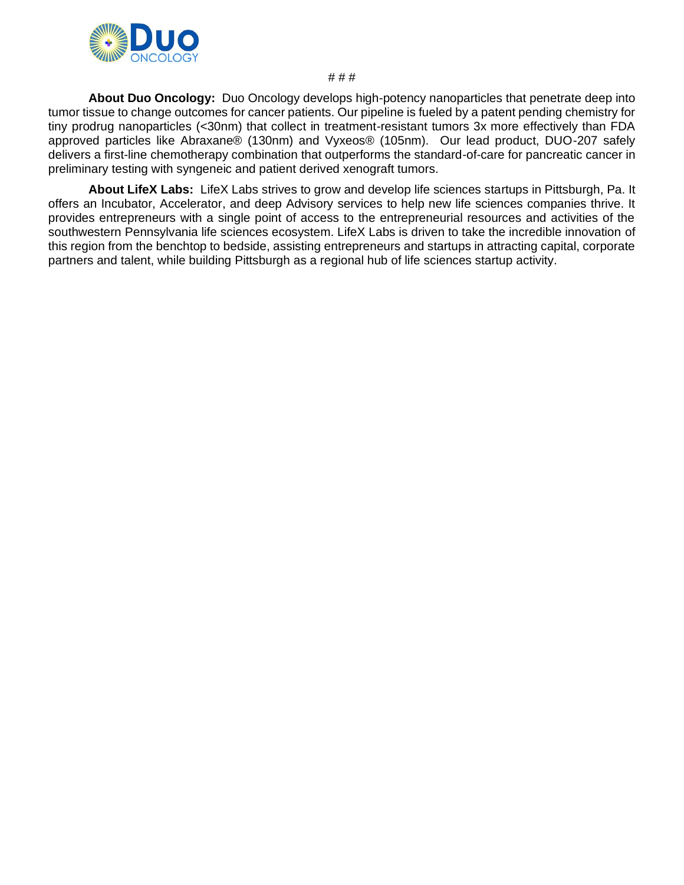# # #

**About Duo Oncology:** Duo Oncology develops high-potency nanoparticles that penetrate deep into tumor tissue to change outcomes for cancer patients. Our pipeline is fueled by a patent pending chemistry for tiny prodrug nanoparticles (<30nm) that collect in treatment-resistant tumors 3x more effectively than FDA approved particles like Abraxane® (130nm) and Vyxeos® (105nm). Our lead product, DUO-207 safely delivers a first-line chemotherapy combination that outperforms the standard-of-care for pancreatic cancer in preliminary testing with syngeneic and patient derived xenograft tumors.

**About LifeX Labs:** LifeX Labs strives to grow and develop life sciences startups in Pittsburgh, Pa. It offers an Incubator, Accelerator, and deep Advisory services to help new life sciences companies thrive. It provides entrepreneurs with a single point of access to the entrepreneurial resources and activities of the southwestern Pennsylvania life sciences ecosystem. LifeX Labs is driven to take the incredible innovation of this region from the benchtop to bedside, assisting entrepreneurs and startups in attracting capital, corporate partners and talent, while building Pittsburgh as a regional hub of life sciences startup activity.